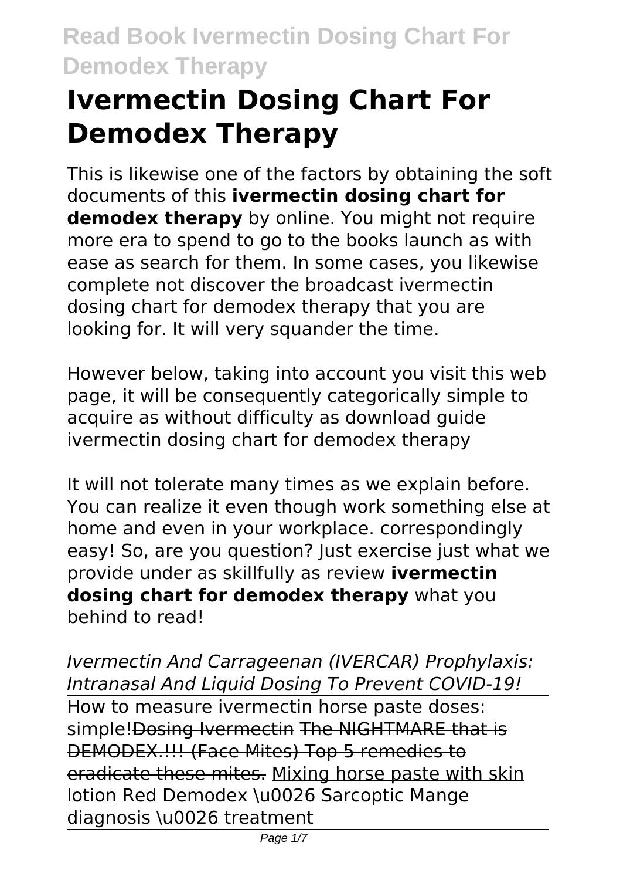# Ivermectin Dosing Chart For Demodex Therapy

This is likewise one of the factors by obtaining the soft documents of this **ivermectin dosing chart for demodex therapy** by online. You might not require more era to spend to go to the books launch as with ease as search for them. In some cases, you likewise complete not discover the broadcast ivermectin dosing chart for demodex therapy that you are looking for. It will very squander the time.

However below, taking into account you visit this web page, it will be consequently categorically simple to acquire as without difficulty as download guide ivermectin dosing chart for demodex therapy

It will not tolerate many times as we explain before. You can realize it even though work something else at home and even in your workplace. correspondingly easy! So, are you question? Just exercise just what we provide under as skillfully as review **ivermectin dosing chart for demodex therapy** what you behind to read!

*Ivermectin And Carrageenan (IVERCAR) Prophylaxis: Intranasal And Liquid Dosing To Prevent COVID-19!*

How to measure ivermectin horse paste doses: simple!Dosing Ivermectin The NIGHTMARE that is DEMODEX.!!! (Face Mites) Top 5 remedies to eradicate these mites. Mixing horse paste with skin lotion Red Demodex \u0026 Sarcoptic Mange diagnosis \u0026 treatment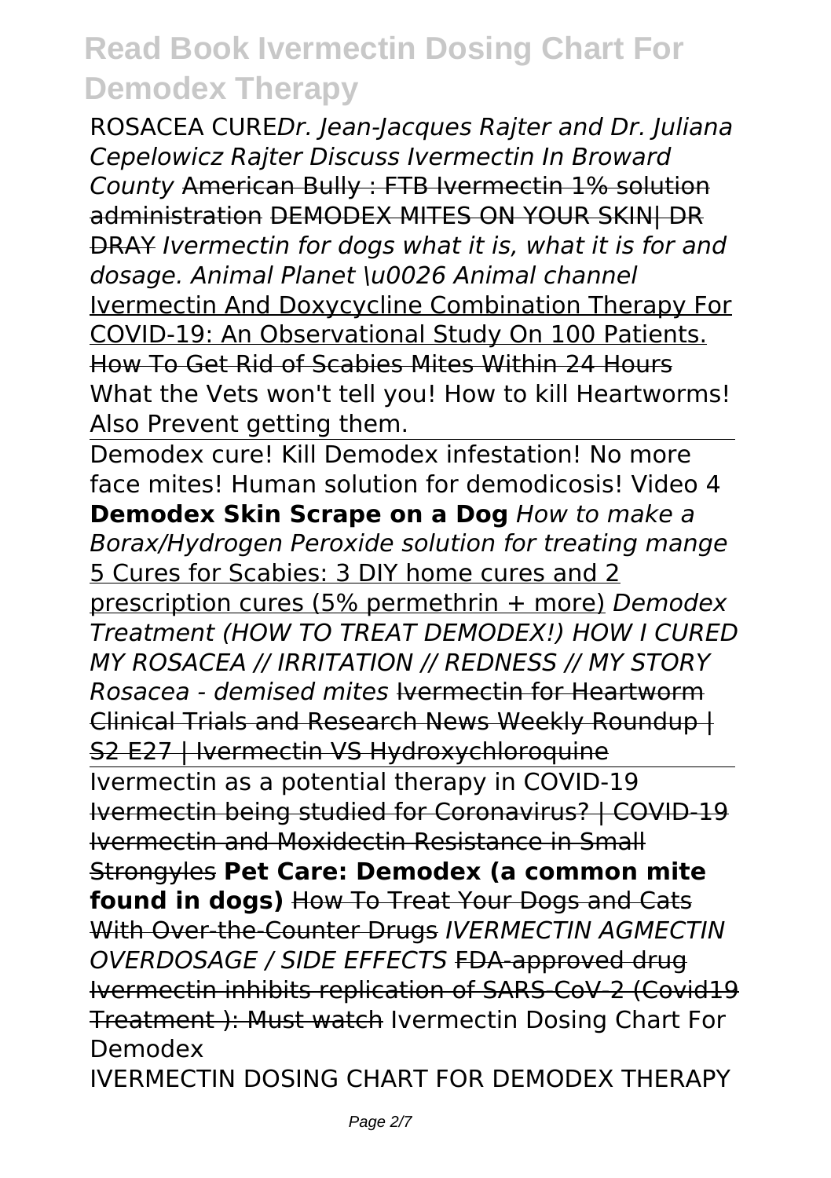ROSACEA CURE*Dr. Jean-Jacques Rajter and Dr. Juliana Cepelowicz Rajter Discuss Ivermectin In Broward County* American Bully : FTB Ivermectin 1% solution administration DEMODEX MITES ON YOUR SKIN| DR DRAY *Ivermectin for dogs what it is, what it is for and dosage. Animal Planet \u0026 Animal channel* Ivermectin And Doxycycline Combination Therapy For COVID-19: An Observational Study On 100 Patients. How To Get Rid of Scabies Mites Within 24 Hours What the Vets won't tell you! How to kill Heartworms! Also Prevent getting them.

Demodex cure! Kill Demodex infestation! No more face mites! Human solution for demodicosis! Video 4 **Demodex Skin Scrape on a Dog** *How to make a Borax/Hydrogen Peroxide solution for treating mange* 5 Cures for Scabies: 3 DIY home cures and 2 prescription cures (5% permethrin + more) *Demodex Treatment (HOW TO TREAT DEMODEX!) HOW I CURED MY ROSACEA // IRRITATION // REDNESS // MY STORY Rosacea - demised mites* Ivermectin for Heartworm Clinical Trials and Research News Weekly Roundup | S2 E27 | Ivermectin VS Hydroxychloroquine

Ivermectin as a potential therapy in COVID-19 Ivermectin being studied for Coronavirus? | COVID-19 Ivermectin and Moxidectin Resistance in Small Strongyles **Pet Care: Demodex (a common mite found in dogs)** How To Treat Your Dogs and Cats With Over-the-Counter Drugs *IVERMECTIN AGMECTIN OVERDOSAGE / SIDE EFFECTS* FDA-approved drug Ivermectin inhibits replication of SARS-CoV-2 (Covid19 Treatment ): Must watch Ivermectin Dosing Chart For Demodex

IVERMECTIN DOSING CHART FOR DEMODEX THERAPY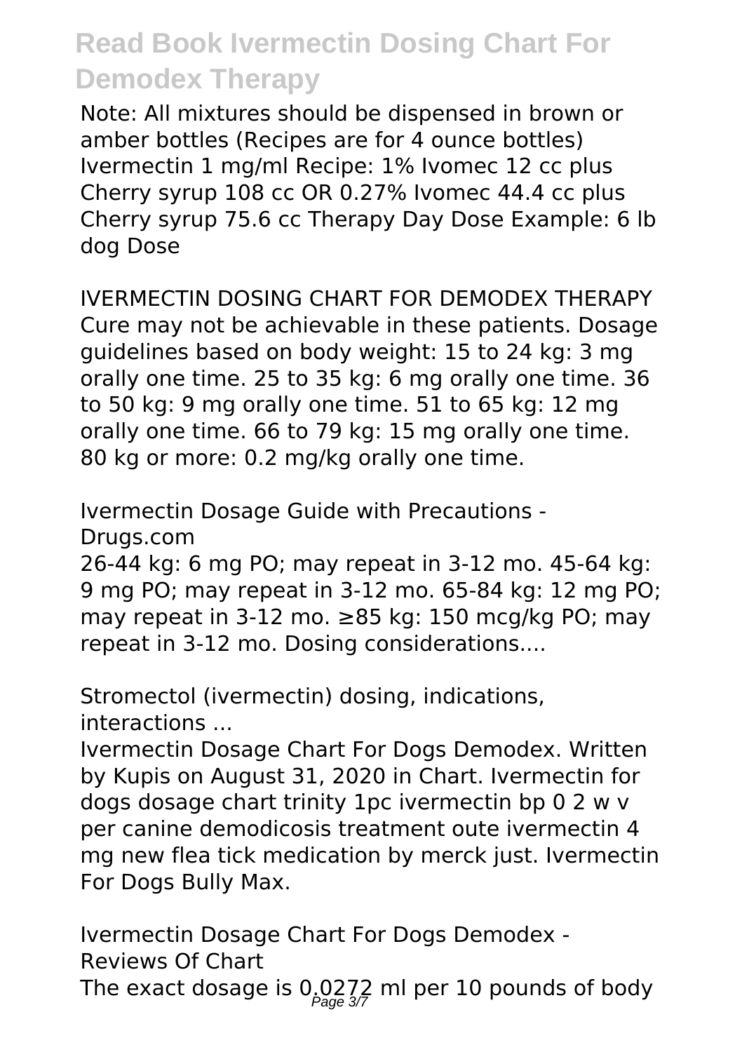Note: All mixtures should be dispensed in brown or amber bottles (Recipes are for 4 ounce bottles) Ivermectin 1 mg/ml Recipe: 1% Ivomec 12 cc plus Cherry syrup 108 cc OR 0.27% Ivomec 44.4 cc plus Cherry syrup 75.6 cc Therapy Day Dose Example: 6 lb dog Dose

IVERMECTIN DOSING CHART FOR DEMODEX THERAPY
Cure may not be achievable in these patients. Dosage guidelines based on body weight: 15 to 24 kg: 3 mg orally one time. 25 to 35 kg: 6 mg orally one time. 36 to 50 kg: 9 mg orally one time. 51 to 65 kg: 12 mg orally one time. 66 to 79 kg: 15 mg orally one time. 80 kg or more: 0.2 mg/kg orally one time.

Ivermectin Dosage Guide with Precautions - Drugs.com
26-44 kg: 6 mg PO; may repeat in 3-12 mo. 45-64 kg: 9 mg PO; may repeat in 3-12 mo. 65-84 kg: 12 mg PO; may repeat in 3-12 mo. ≥85 kg: 150 mcg/kg PO; may repeat in 3-12 mo. Dosing considerations....

Stromectol (ivermectin) dosing, indications, interactions ...
Ivermectin Dosage Chart For Dogs Demodex. Written by Kupis on August 31, 2020 in Chart. Ivermectin for dogs dosage chart trinity 1pc ivermectin bp 0 2 w v per canine demodicosis treatment oute ivermectin 4 mg new flea tick medication by merck just. Ivermectin For Dogs Bully Max.

Ivermectin Dosage Chart For Dogs Demodex - Reviews Of Chart
The exact dosage is 0.0272 ml per 10 pounds of body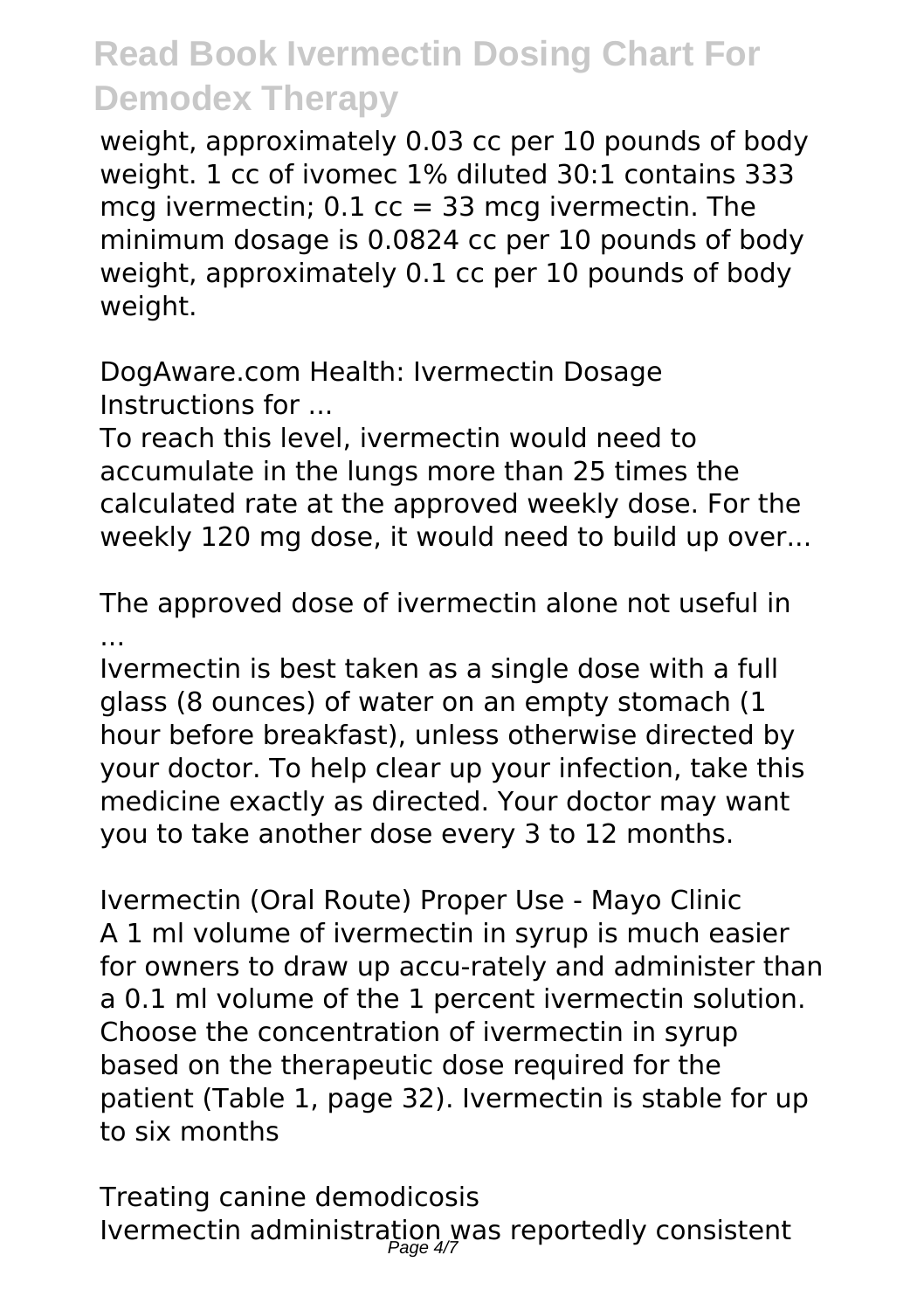weight, approximately 0.03 cc per 10 pounds of body weight. 1 cc of ivomec 1% diluted 30:1 contains 333 mcg ivermectin; 0.1 cc = 33 mcg ivermectin. The minimum dosage is 0.0824 cc per 10 pounds of body weight, approximately 0.1 cc per 10 pounds of body weight.

DogAware.com Health: Ivermectin Dosage Instructions for ...

To reach this level, ivermectin would need to accumulate in the lungs more than 25 times the calculated rate at the approved weekly dose. For the weekly 120 mg dose, it would need to build up over...

The approved dose of ivermectin alone not useful in ...

Ivermectin is best taken as a single dose with a full glass (8 ounces) of water on an empty stomach (1 hour before breakfast), unless otherwise directed by your doctor. To help clear up your infection, take this medicine exactly as directed. Your doctor may want you to take another dose every 3 to 12 months.

Ivermectin (Oral Route) Proper Use - Mayo Clinic

A 1 ml volume of ivermectin in syrup is much easier for owners to draw up accu-rately and administer than a 0.1 ml volume of the 1 percent ivermectin solution. Choose the concentration of ivermectin in syrup based on the therapeutic dose required for the patient (Table 1, page 32). Ivermectin is stable for up to six months

Treating canine demodicosis

Ivermectin administration was reportedly consistent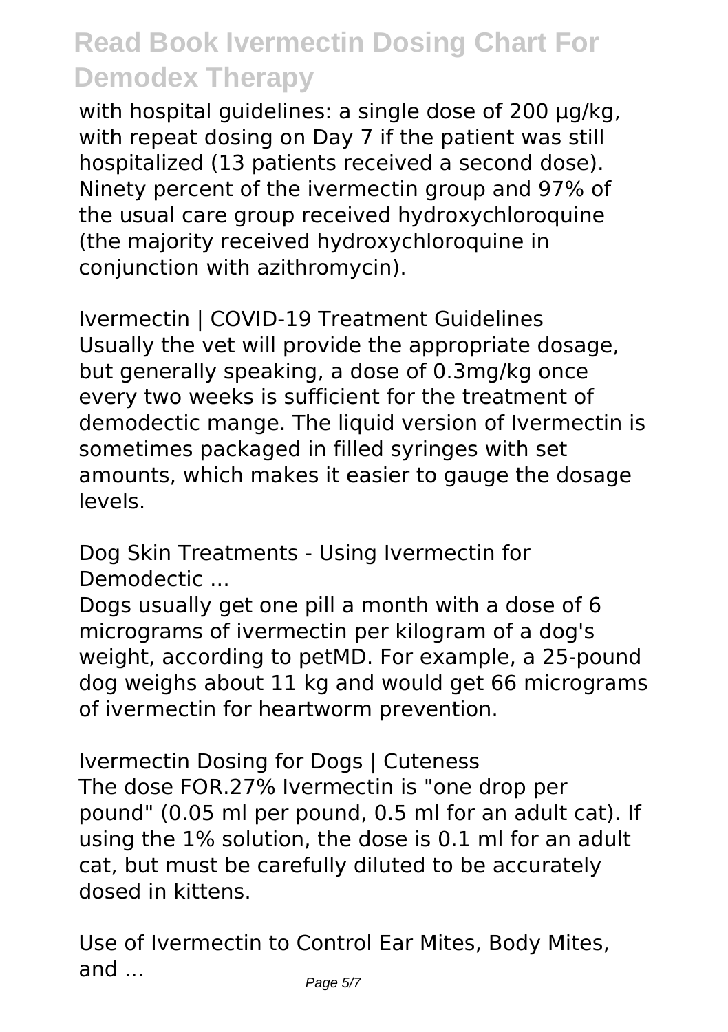with hospital guidelines: a single dose of 200 µg/kg, with repeat dosing on Day 7 if the patient was still hospitalized (13 patients received a second dose). Ninety percent of the ivermectin group and 97% of the usual care group received hydroxychloroquine (the majority received hydroxychloroquine in conjunction with azithromycin).

Ivermectin | COVID-19 Treatment Guidelines
Usually the vet will provide the appropriate dosage, but generally speaking, a dose of 0.3mg/kg once every two weeks is sufficient for the treatment of demodectic mange. The liquid version of Ivermectin is sometimes packaged in filled syringes with set amounts, which makes it easier to gauge the dosage levels.

Dog Skin Treatments - Using Ivermectin for Demodectic ...

Dogs usually get one pill a month with a dose of 6 micrograms of ivermectin per kilogram of a dog's weight, according to petMD. For example, a 25-pound dog weighs about 11 kg and would get 66 micrograms of ivermectin for heartworm prevention.

Ivermectin Dosing for Dogs | Cuteness
The dose FOR.27% Ivermectin is "one drop per pound" (0.05 ml per pound, 0.5 ml for an adult cat). If using the 1% solution, the dose is 0.1 ml for an adult cat, but must be carefully diluted to be accurately dosed in kittens.

Use of Ivermectin to Control Ear Mites, Body Mites, and ...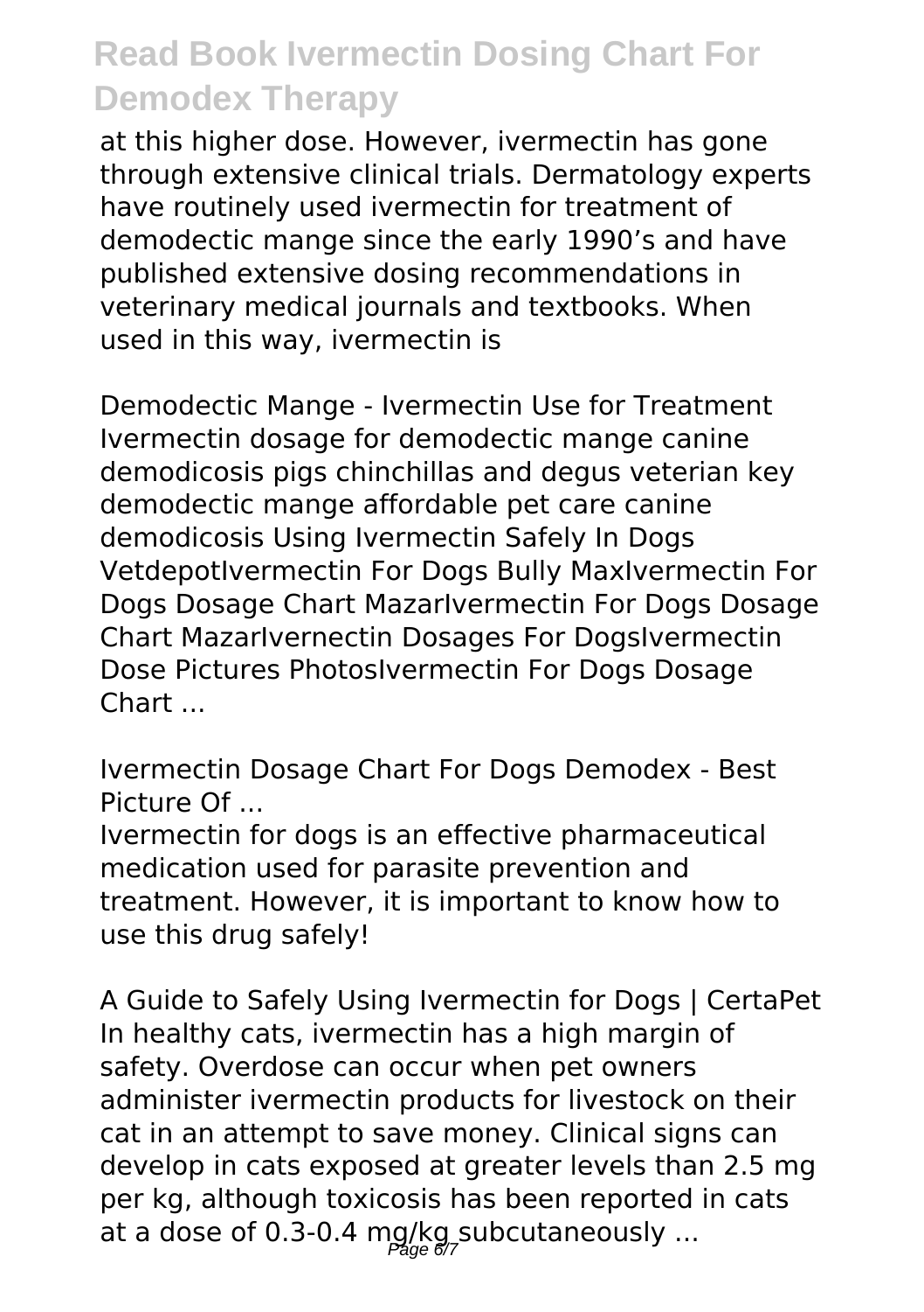at this higher dose. However, ivermectin has gone through extensive clinical trials. Dermatology experts have routinely used ivermectin for treatment of demodectic mange since the early 1990's and have published extensive dosing recommendations in veterinary medical journals and textbooks. When used in this way, ivermectin is

Demodectic Mange - Ivermectin Use for Treatment
Ivermectin dosage for demodectic mange canine demodicosis pigs chinchillas and degus veterian key demodectic mange affordable pet care canine demodicosis Using Ivermectin Safely In Dogs VetdepotIvermectin For Dogs Bully MaxIvermectin For Dogs Dosage Chart MazarIvermectin For Dogs Dosage Chart MazarIvernectin Dosages For DogsIvermectin Dose Pictures PhotosIvermectin For Dogs Dosage Chart ...

Ivermectin Dosage Chart For Dogs Demodex - Best Picture Of ...
Ivermectin for dogs is an effective pharmaceutical medication used for parasite prevention and treatment. However, it is important to know how to use this drug safely!

A Guide to Safely Using Ivermectin for Dogs | CertaPet
In healthy cats, ivermectin has a high margin of safety. Overdose can occur when pet owners administer ivermectin products for livestock on their cat in an attempt to save money. Clinical signs can develop in cats exposed at greater levels than 2.5 mg per kg, although toxicosis has been reported in cats at a dose of 0.3-0.4 mg/kg subcutaneously ...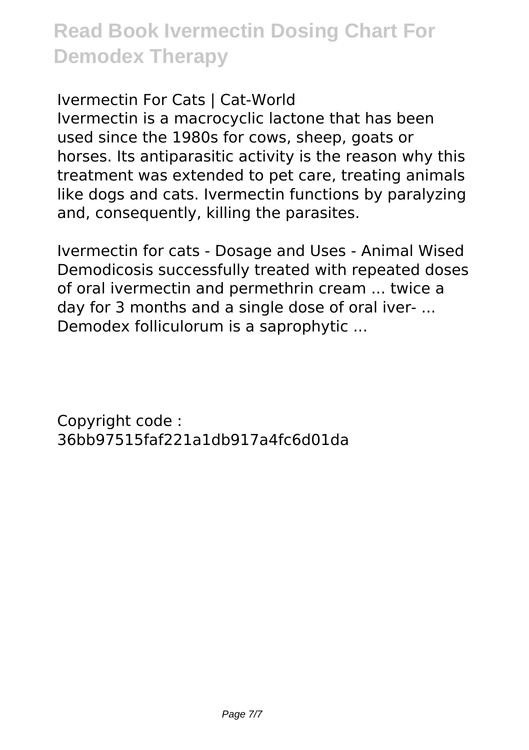Ivermectin For Cats | Cat-World

Ivermectin is a macrocyclic lactone that has been used since the 1980s for cows, sheep, goats or horses. Its antiparasitic activity is the reason why this treatment was extended to pet care, treating animals like dogs and cats. Ivermectin functions by paralyzing and, consequently, killing the parasites.

Ivermectin for cats - Dosage and Uses - Animal Wised

Demodicosis successfully treated with repeated doses of oral ivermectin and permethrin cream ... twice a day for 3 months and a single dose of oral iver- ... Demodex folliculorum is a saprophytic ...

Copyright code : 36bb97515faf221a1db917a4fc6d01da